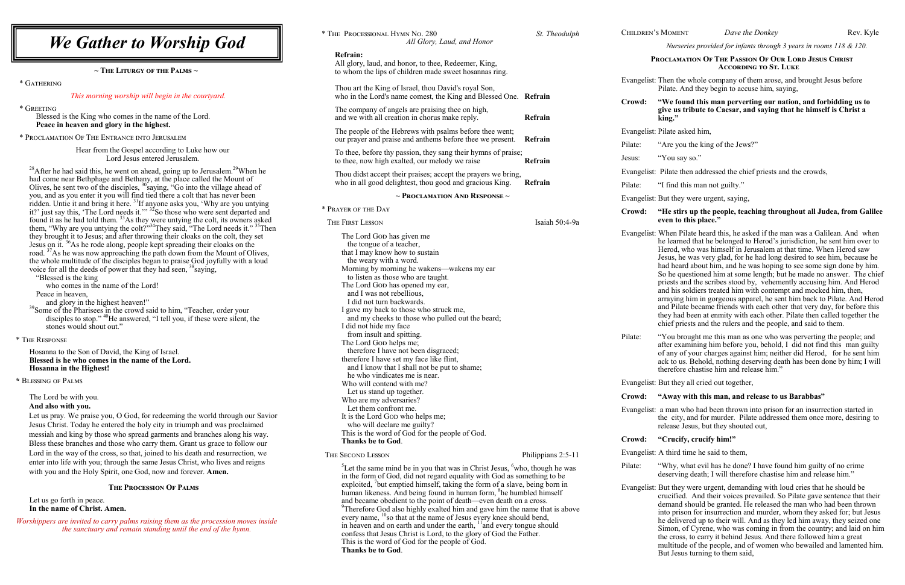# We Gather to Worship God

## ~ The Liturgy of the Palms ~

\* Gathering

*This morning worship will begin in the courtyard.*

\* Greeting

Blessed is the King who comes in the name of the Lord.
**Peace in heaven and glory in the highest.**

\* Proclamation Of The Entrance into Jerusalem

Hear from the Gospel according to Luke how our Lord Jesus entered Jerusalem.

[28]After he had said this, he went on ahead, going up to Jerusalem.[29]When he had come near Bethphage and Bethany, at the place called the Mount of Olives, he sent two of the disciples, [30]saying, "Go into the village ahead of you, and as you enter it you will find tied there a colt that has never been ridden. Untie it and bring it here. [31]If anyone asks you, 'Why are you untying it?' just say this, 'The Lord needs it.'" [32]So those who were sent departed and found it as he had told them. [33]As they were untying the colt, its owners asked them, "Why are you untying the colt?" [34]They said, "The Lord needs it." [35]Then they brought it to Jesus; and after throwing their cloaks on the colt, they set Jesus on it. [36]As he rode along, people kept spreading their cloaks on the road. [37]As he was now approaching the path down from the Mount of Olives, the whole multitude of the disciples began to praise God joyfully with a loud voice for all the deeds of power that they had seen, [38]saying,

"Blessed is the king
who comes in the name of the Lord!
Peace in heaven,
and glory in the highest heaven!"

[39]Some of the Pharisees in the crowd said to him, "Teacher, order your disciples to stop." [40]He answered, "I tell you, if these were silent, the stones would shout out."

\* The Response

Hosanna to the Son of David, the King of Israel.
**Blessed is he who comes in the name of the Lord.**
**Hosanna in the Highest!**

\* Blessing of Palms

The Lord be with you.
**And also with you.**
Let us pray. We praise you, O God, for redeeming the world through our Savior Jesus Christ. Today he entered the holy city in triumph and was proclaimed messiah and king by those who spread garments and branches along his way. Bless these branches and those who carry them. Grant us grace to follow our Lord in the way of the cross, so that, joined to his death and resurrection, we enter into life with you; through the same Jesus Christ, who lives and reigns with you and the Holy Spirit, one God, now and forever. **Amen.**

### The Procession Of Palms

Let us go forth in peace.
**In the name of Christ. Amen.**

*Worshippers are invited to carry palms raising them as the procession moves inside the sanctuary and remain standing until the end of the hymn.*

\* The Processional Hymn No. 280 — *All Glory, Laud, and Honor* — *St. Theodulph*

**Refrain:**
All glory, laud, and honor, to thee, Redeemer, King,
to whom the lips of children made sweet hosannas ring.

Thou art the King of Israel, thou David's royal Son,
who in the Lord's name comest, the King and Blessed One. **Refrain**

The company of angels are praising thee on high,
and we with all creation in chorus make reply. **Refrain**

The people of the Hebrews with psalms before thee went;
our prayer and praise and anthems before thee we present. **Refrain**

To thee, before thy passion, they sang their hymns of praise;
to thee, now high exalted, our melody we raise **Refrain**

Thou didst accept their praises; accept the prayers we bring,
who in all good delightest, thou good and gracious King. **Refrain**

## ~ Proclamation And Response ~

\* Prayer of the Day

The First Lesson — Isaiah 50:4-9a

The Lord God has given me
the tongue of a teacher,
that I may know how to sustain
the weary with a word.
Morning by morning he wakens—wakens my ear
to listen as those who are taught.
The Lord God has opened my ear,
and I was not rebellious,
I did not turn backwards.
I gave my back to those who struck me,
and my cheeks to those who pulled out the beard;
I did not hide my face
from insult and spitting.
The Lord God helps me;
therefore I have not been disgraced;
therefore I have set my face like flint,
and I know that I shall not be put to shame;
he who vindicates me is near.
Who will contend with me?
Let us stand up together.
Who are my adversaries?
Let them confront me.
It is the Lord God who helps me;
who will declare me guilty?
This is the word of God for the people of God.
**Thanks be to God**.

The Second Lesson — Philippians 2:5-11

[5]Let the same mind be in you that was in Christ Jesus, [6]who, though he was in the form of God, did not regard equality with God as something to be exploited, [7]but emptied himself, taking the form of a slave, being born in human likeness. And being found in human form, [8]he humbled himself and became obedient to the point of death—even death on a cross. [9]Therefore God also highly exalted him and gave him the name that is above every name, [10]so that at the name of Jesus every knee should bend, in heaven and on earth and under the earth, [11]and every tongue should confess that Jesus Christ is Lord, to the glory of God the Father.
This is the word of God for the people of God.
**Thanks be to God**.

Children's Moment — *Dave the Donkey* — Rev. Kyle

*Nurseries provided for infants through 3 years in rooms 118 & 120.*

### Proclamation Of The Passion Of Our Lord Jesus Christ According to St. Luke

Evangelist: Then the whole company of them arose, and brought Jesus before Pilate. And they begin to accuse him, saying,

**Crowd: "We found this man perverting our nation, and forbidding us to give us tribute to Caesar, and saying that he himself is Christ a king."**

Evangelist: Pilate asked him,

Pilate: "Are you the king of the Jews?"

Jesus: "You say so."

Evangelist: Pilate then addressed the chief priests and the crowds,

Pilate: "I find this man not guilty."

Evangelist: But they were urgent, saying,

**Crowd: "He stirs up the people, teaching throughout all Judea, from Galilee even to this place."**

Evangelist: When Pilate heard this, he asked if the man was a Galilean. And when he learned that he belonged to Herod's jurisdiction, he sent him over to Herod, who was himself in Jerusalem at that time. When Herod saw Jesus, he was very glad, for he had long desired to see him, because he had heard about him, and he was hoping to see some sign done by him. So he questioned him at some length; but he made no answer. The chief priests and the scribes stood by, vehemently accusing him. And Herod and his soldiers treated him with contempt and mocked him, then, arraying him in gorgeous apparel, he sent him back to Pilate. And Herod and Pilate became friends with each other that very day, for before this they had been at enmity with each other. Pilate then called together the chief priests and the rulers and the people, and said to them.

Pilate: "You brought me this man as one who was perverting the people; and after examining him before you, behold, I did not find this man guilty of any of your charges against him; neither did Herod, for he sent him ack to us. Behold, nothing deserving death has been done by him; I will therefore chastise him and release him."

Evangelist: But they all cried out together,

**Crowd: "Away with this man, and release to us Barabbas"**

Evangelist: a man who had been thrown into prison for an insurrection started in the city, and for murder. Pilate addressed them once more, desiring to release Jesus, but they shouted out,

**Crowd: "Crucify, crucify him!"**

Evangelist: A third time he said to them,

Pilate: "Why, what evil has he done? I have found him guilty of no crime deserving death; I will therefore chastise him and release him."

Evangelist: But they were urgent, demanding with loud cries that he should be crucified. And their voices prevailed. So Pilate gave sentence that their demand should be granted. He released the man who had been thrown into prison for insurrection and murder, whom they asked for; but Jesus he delivered up to their will. And as they led him away, they seized one Simon, of Cyrene, who was coming in from the country; and laid on him the cross, to carry it behind Jesus. And there followed him a great multitude of the people, and of women who bewailed and lamented him. But Jesus turning to them said,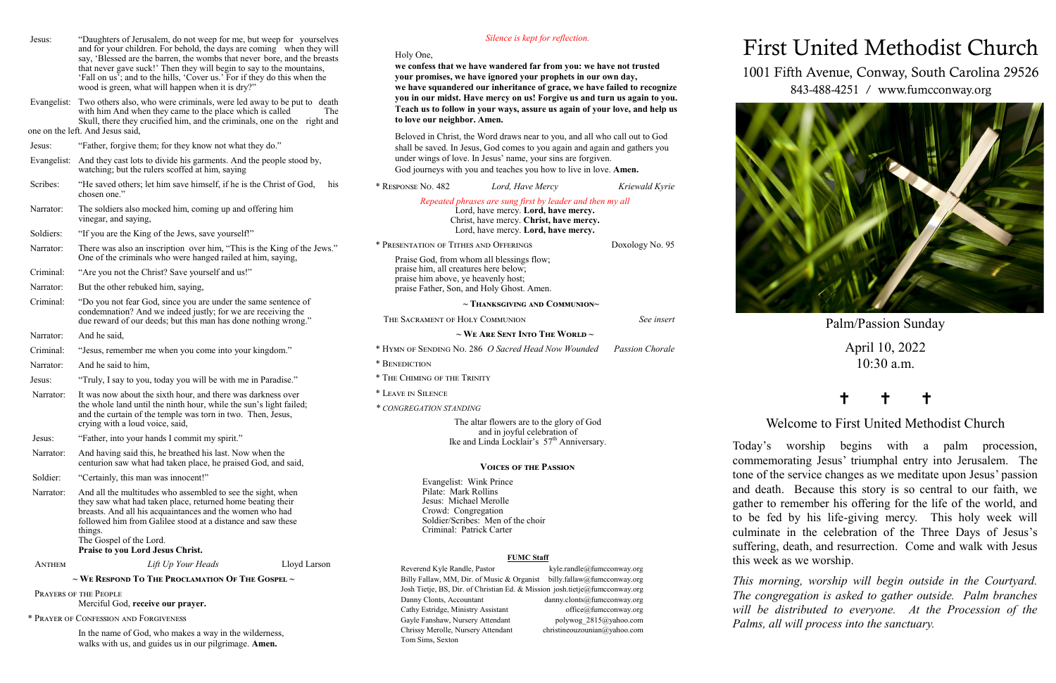Jesus: "Daughters of Jerusalem, do not weep for me, but weep for yourselves and for your children. For behold, the days are coming when they will say, 'Blessed are the barren, the wombs that never bore, and the breasts that never gave suck!' Then they will begin to say to the mountains, 'Fall on us'; and to the hills, 'Cover us.' For if they do this when the wood is green, what will happen when it is dry?"

Evangelist: Two others also, who were criminals, were led away to be put to death with him And when they came to the place which is called The Skull, there they crucified him, and the criminals, one on the right and one on the left. And Jesus said,

Jesus: "Father, forgive them; for they know not what they do."

Evangelist: And they cast lots to divide his garments. And the people stood by, watching; but the rulers scoffed at him, saying

Scribes: "He saved others; let him save himself, if he is the Christ of God, his chosen one."

Narrator: The soldiers also mocked him, coming up and offering him vinegar, and saying,

Soldiers: "If you are the King of the Jews, save yourself!"

Narrator: There was also an inscription over him, "This is the King of the Jews." One of the criminals who were hanged railed at him, saying,

Criminal: "Are you not the Christ? Save yourself and us!"

Narrator: But the other rebuked him, saying,

Criminal: "Do you not fear God, since you are under the same sentence of condemnation? And we indeed justly; for we are receiving the due reward of our deeds; but this man has done nothing wrong."

Narrator: And he said,

Criminal: "Jesus, remember me when you come into your kingdom."

Narrator: And he said to him,

Jesus: "Truly, I say to you, today you will be with me in Paradise."

Narrator: It was now about the sixth hour, and there was darkness over the whole land until the ninth hour, while the sun's light failed; and the curtain of the temple was torn in two. Then, Jesus, crying with a loud voice, said,

Jesus: "Father, into your hands I commit my spirit."

Narrator: And having said this, he breathed his last. Now when the centurion saw what had taken place, he praised God, and said,

Soldier: "Certainly, this man was innocent!"

Narrator: And all the multitudes who assembled to see the sight, when they saw what had taken place, returned home beating their breasts. And all his acquaintances and the women who had followed him from Galilee stood at a distance and saw these things.
The Gospel of the Lord.
**Praise to you Lord Jesus Christ.**

ANTHEM *Lift Up Your Heads* Lloyd Larson

**~ We Respond To The Proclamation Of The Gospel ~**

PRAYERS OF THE PEOPLE
Merciful God, **receive our prayer.**

\* PRAYER OF CONFESSION AND FORGIVENESS

In the name of God, who makes a way in the wilderness, walks with us, and guides us in our pilgrimage. **Amen.**

*Silence is kept for reflection.*

Holy One,
**we confess that we have wandered far from you: we have not trusted your promises, we have ignored your prophets in our own day, we have squandered our inheritance of grace, we have failed to recognize you in our midst. Have mercy on us! Forgive us and turn us again to you. Teach us to follow in your ways, assure us again of your love, and help us to love our neighbor. Amen.**

Beloved in Christ, the Word draws near to you, and all who call out to God shall be saved. In Jesus, God comes to you again and again and gathers you under wings of love. In Jesus' name, your sins are forgiven.
God journeys with you and teaches you how to live in love. **Amen.**

\* RESPONSE No. 482 *Lord, Have Mercy* *Kriewald Kyrie*

*Repeated phrases are sung first by leader and then my all*
Lord, have mercy. **Lord, have mercy.**
Christ, have mercy. **Christ, have mercy.**
Lord, have mercy. **Lord, have mercy.**

\* PRESENTATION OF TITHES AND OFFERINGS Doxology No. 95

Praise God, from whom all blessings flow;
praise him, all creatures here below;
praise him above, ye heavenly host;
praise Father, Son, and Holy Ghost. Amen.

**~ Thanksgiving and Communion~**

THE SACRAMENT OF HOLY COMMUNION *See insert*

**~ We Are Sent Into The World ~**

\* HYMN OF SENDING No. 286 *O Sacred Head Now Wounded* *Passion Chorale*

\* BENEDICTION

\* THE CHIMING OF THE TRINITY

\* LEAVE IN SILENCE

*\* CONGREGATION STANDING*

The altar flowers are to the glory of God and in joyful celebration of Ike and Linda Locklair's 57th Anniversary.

**Voices of the Passion**

Evangelist: Wink Prince
Pilate: Mark Rollins
Jesus: Michael Merolle
Crowd: Congregation
Soldier/Scribes: Men of the choir
Criminal: Patrick Carter

**FUMC Staff**

| | |
|---|---|
| Reverend Kyle Randle, Pastor | kyle.randle@fumcconway.org |
| Billy Fallaw, MM, Dir. of Music & Organist | billy.fallaw@fumcconway.org |
| Josh Tietje, BS, Dir. of Christian Ed. & Mission | josh.tietje@fumcconway.org |
| Danny Clonts, Accountant | danny.clonts@fumcconway.org |
| Cathy Estridge, Ministry Assistant | office@fumcconway.org |
| Gayle Fanshaw, Nursery Attendant | polywog_2815@yahoo.com |
| Chrissy Merolle, Nursery Attendant | christineouzounian@yahoo.com |
| Tom Sims, Sexton | |

# First United Methodist Church

1001 Fifth Avenue, Conway, South Carolina 29526
843-488-4251 / www.fumcconway.org

Palm/Passion Sunday

April 10, 2022
10:30 a.m.

✝ ✝ ✝

## Welcome to First United Methodist Church

Today's worship begins with a palm procession, commemorating Jesus' triumphal entry into Jerusalem. The tone of the service changes as we meditate upon Jesus' passion and death. Because this story is so central to our faith, we gather to remember his offering for the life of the world, and to be fed by his life-giving mercy. This holy week will culminate in the celebration of the Three Days of Jesus's suffering, death, and resurrection. Come and walk with Jesus this week as we worship.

*This morning, worship will begin outside in the Courtyard. The congregation is asked to gather outside. Palm branches will be distributed to everyone. At the Procession of the Palms, all will process into the sanctuary.*